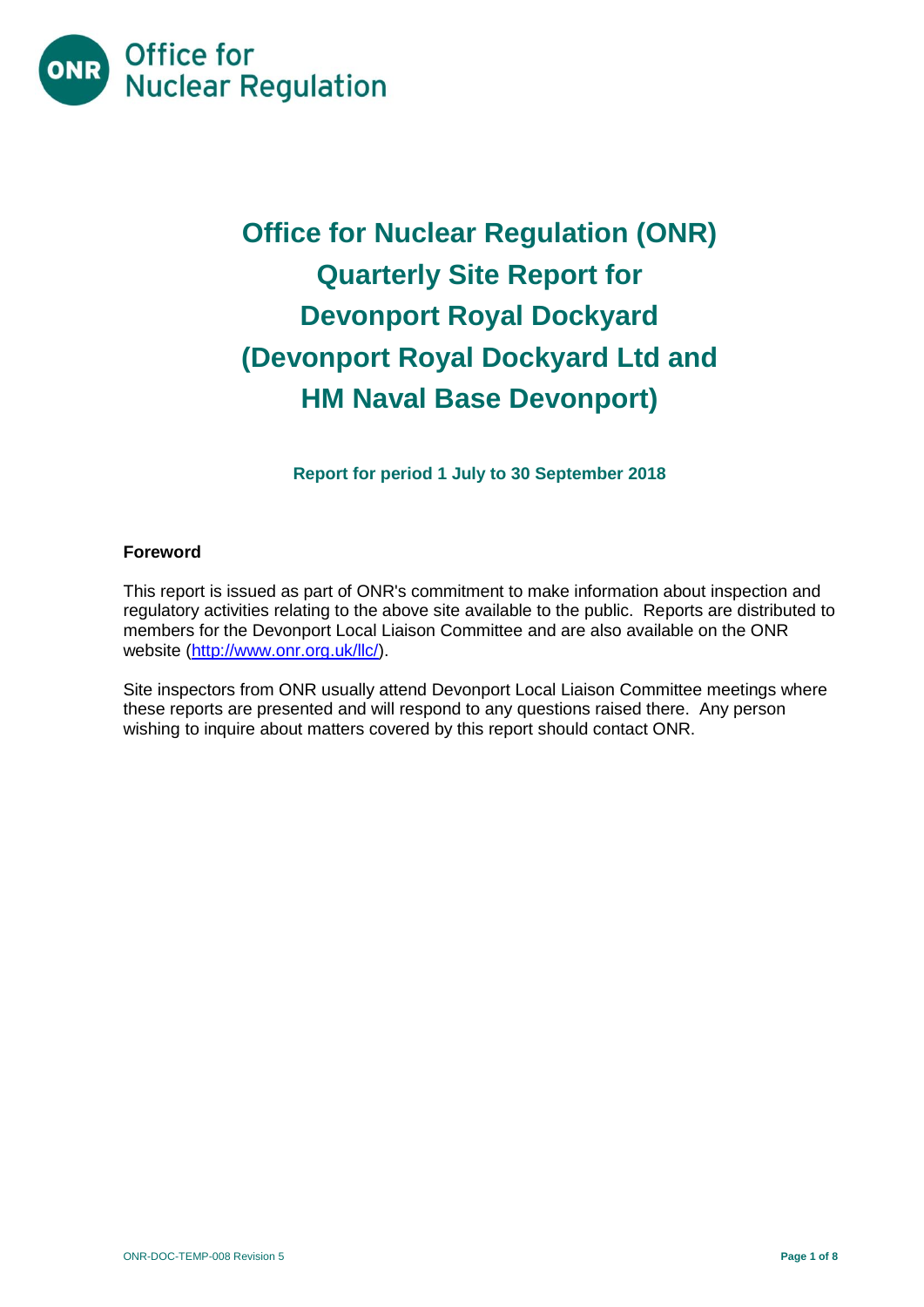Office for Nuclear Regulation

# Office for Nuclear Regulation (ONR) Quarterly Site Report for Devonport Royal Dockyard (Devonport Royal Dockyard Ltd and HM Naval Base Devonport)

**Report for period 1 July to 30 September 2018**

**Foreword**

This report is issued as part of ONR's commitment to make information about inspection and regulatory activities relating to the above site available to the public. Reports are distributed to members for the Devonport Local Liaison Committee and are also available on the ONR website (http://www.onr.org.uk/llc/).

Site inspectors from ONR usually attend Devonport Local Liaison Committee meetings where these reports are presented and will respond to any questions raised there. Any person wishing to inquire about matters covered by this report should contact ONR.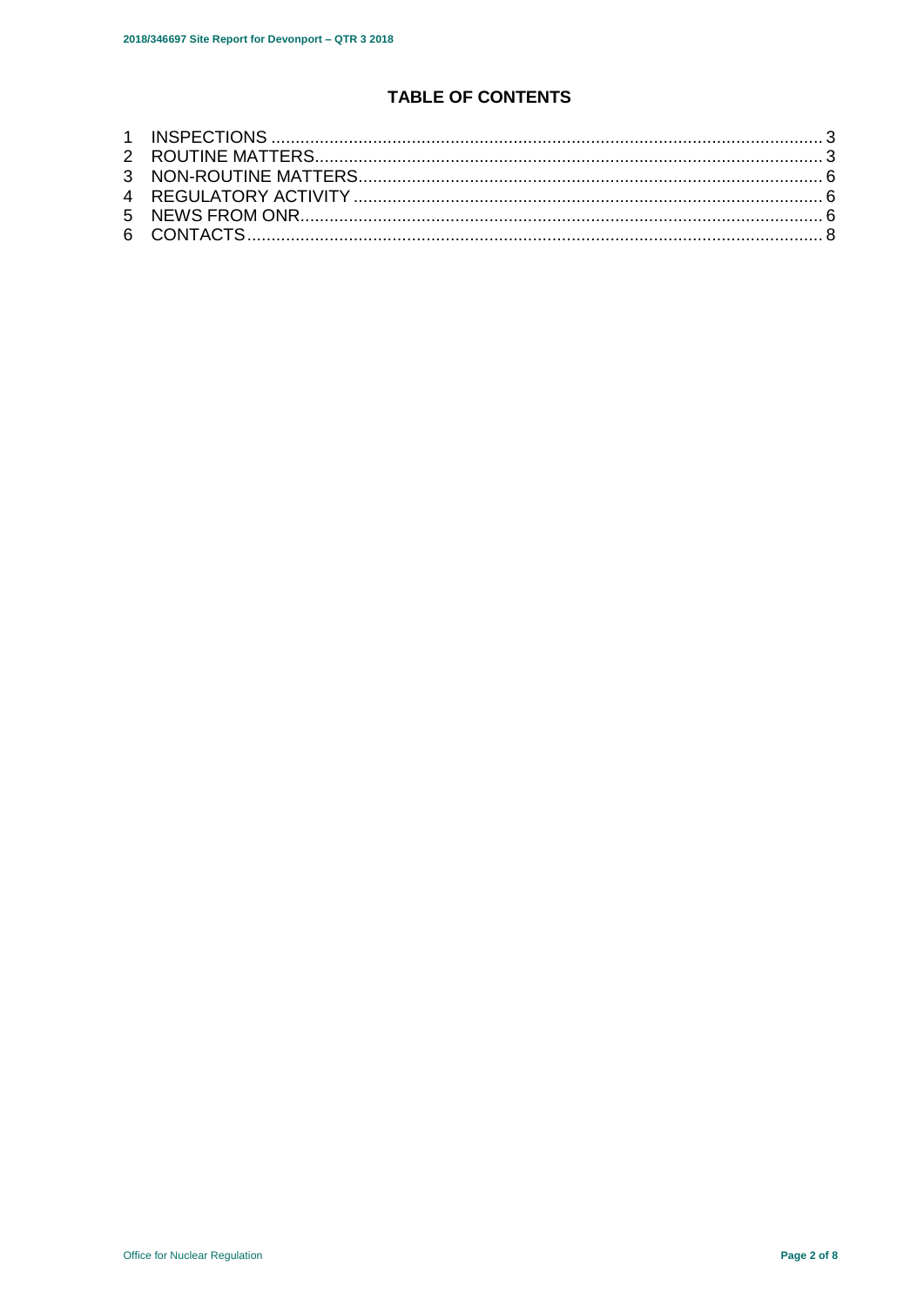# TABLE OF CONTENTS

1 INSPECTIONS ........................................................................................................ 3
2 ROUTINE MATTERS............................................................................................... 3
3 NON-ROUTINE MATTERS...................................................................................... 6
4 REGULATORY ACTIVITY ....................................................................................... 6
5 NEWS FROM ONR.................................................................................................. 6
6 CONTACTS............................................................................................................. 8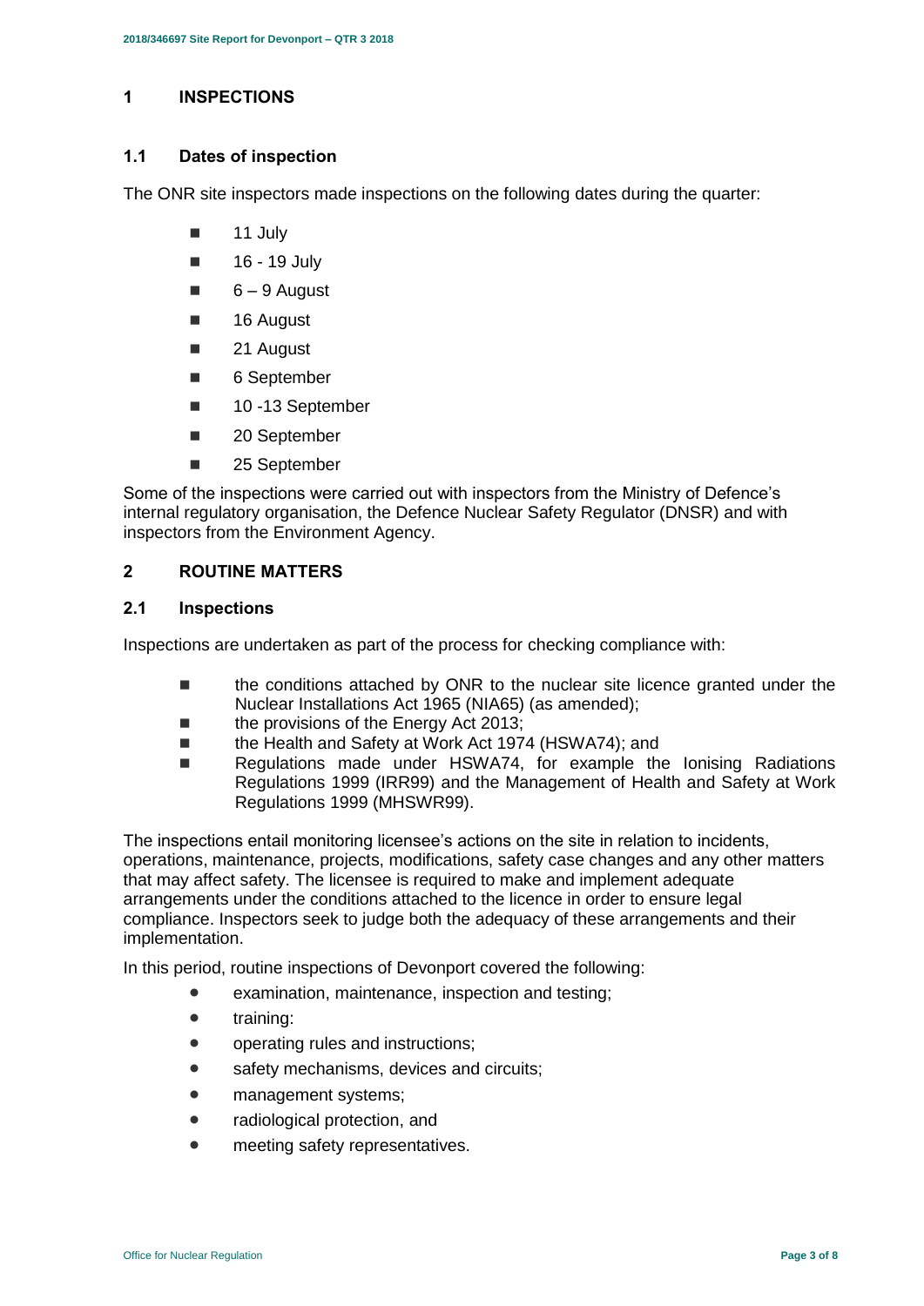# 1 INSPECTIONS

## 1.1 Dates of inspection

The ONR site inspectors made inspections on the following dates during the quarter:

- 11 July
- 16 - 19 July
- 6 – 9 August
- 16 August
- 21 August
- 6 September
- 10 -13 September
- 20 September
- 25 September

Some of the inspections were carried out with inspectors from the Ministry of Defence's internal regulatory organisation, the Defence Nuclear Safety Regulator (DNSR) and with inspectors from the Environment Agency.

# 2 ROUTINE MATTERS

## 2.1 Inspections

Inspections are undertaken as part of the process for checking compliance with:

- the conditions attached by ONR to the nuclear site licence granted under the Nuclear Installations Act 1965 (NIA65) (as amended);
- the provisions of the Energy Act 2013;
- the Health and Safety at Work Act 1974 (HSWA74); and
- Regulations made under HSWA74, for example the Ionising Radiations Regulations 1999 (IRR99) and the Management of Health and Safety at Work Regulations 1999 (MHSWR99).

The inspections entail monitoring licensee's actions on the site in relation to incidents, operations, maintenance, projects, modifications, safety case changes and any other matters that may affect safety. The licensee is required to make and implement adequate arrangements under the conditions attached to the licence in order to ensure legal compliance. Inspectors seek to judge both the adequacy of these arrangements and their implementation.

In this period, routine inspections of Devonport covered the following:

- examination, maintenance, inspection and testing;
- training:
- operating rules and instructions;
- safety mechanisms, devices and circuits;
- management systems;
- radiological protection, and
- meeting safety representatives.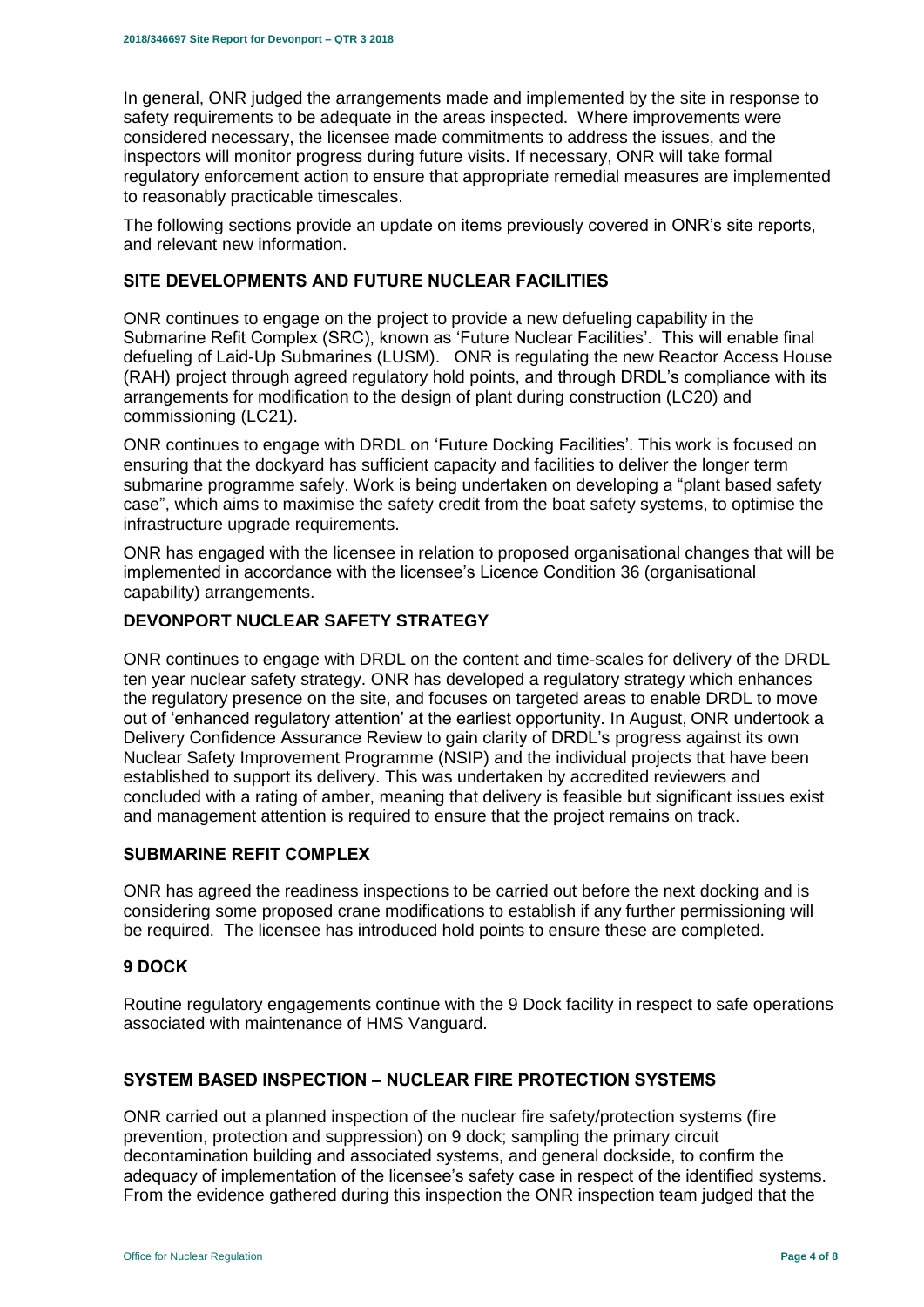In general, ONR judged the arrangements made and implemented by the site in response to safety requirements to be adequate in the areas inspected. Where improvements were considered necessary, the licensee made commitments to address the issues, and the inspectors will monitor progress during future visits. If necessary, ONR will take formal regulatory enforcement action to ensure that appropriate remedial measures are implemented to reasonably practicable timescales.

The following sections provide an update on items previously covered in ONR's site reports, and relevant new information.

## SITE DEVELOPMENTS AND FUTURE NUCLEAR FACILITIES

ONR continues to engage on the project to provide a new defueling capability in the Submarine Refit Complex (SRC), known as 'Future Nuclear Facilities'. This will enable final defueling of Laid-Up Submarines (LUSM). ONR is regulating the new Reactor Access House (RAH) project through agreed regulatory hold points, and through DRDL's compliance with its arrangements for modification to the design of plant during construction (LC20) and commissioning (LC21).

ONR continues to engage with DRDL on 'Future Docking Facilities'. This work is focused on ensuring that the dockyard has sufficient capacity and facilities to deliver the longer term submarine programme safely. Work is being undertaken on developing a "plant based safety case", which aims to maximise the safety credit from the boat safety systems, to optimise the infrastructure upgrade requirements.

ONR has engaged with the licensee in relation to proposed organisational changes that will be implemented in accordance with the licensee's Licence Condition 36 (organisational capability) arrangements.

## DEVONPORT NUCLEAR SAFETY STRATEGY

ONR continues to engage with DRDL on the content and time-scales for delivery of the DRDL ten year nuclear safety strategy. ONR has developed a regulatory strategy which enhances the regulatory presence on the site, and focuses on targeted areas to enable DRDL to move out of 'enhanced regulatory attention' at the earliest opportunity. In August, ONR undertook a Delivery Confidence Assurance Review to gain clarity of DRDL's progress against its own Nuclear Safety Improvement Programme (NSIP) and the individual projects that have been established to support its delivery. This was undertaken by accredited reviewers and concluded with a rating of amber, meaning that delivery is feasible but significant issues exist and management attention is required to ensure that the project remains on track.

## SUBMARINE REFIT COMPLEX

ONR has agreed the readiness inspections to be carried out before the next docking and is considering some proposed crane modifications to establish if any further permissioning will be required. The licensee has introduced hold points to ensure these are completed.

## 9 DOCK

Routine regulatory engagements continue with the 9 Dock facility in respect to safe operations associated with maintenance of HMS Vanguard.

## SYSTEM BASED INSPECTION – NUCLEAR FIRE PROTECTION SYSTEMS

ONR carried out a planned inspection of the nuclear fire safety/protection systems (fire prevention, protection and suppression) on 9 dock; sampling the primary circuit decontamination building and associated systems, and general dockside, to confirm the adequacy of implementation of the licensee's safety case in respect of the identified systems. From the evidence gathered during this inspection the ONR inspection team judged that the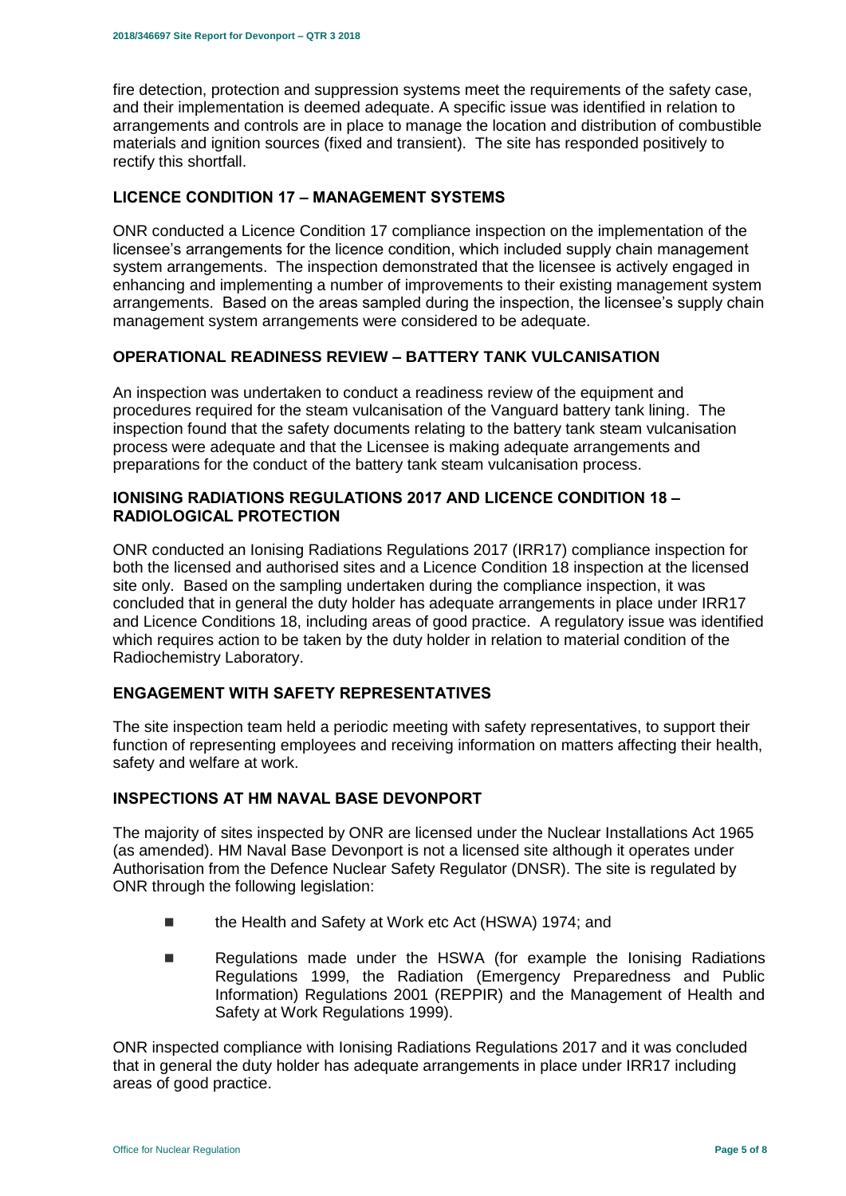fire detection, protection and suppression systems meet the requirements of the safety case, and their implementation is deemed adequate. A specific issue was identified in relation to arrangements and controls are in place to manage the location and distribution of combustible materials and ignition sources (fixed and transient). The site has responded positively to rectify this shortfall.

## LICENCE CONDITION 17 – MANAGEMENT SYSTEMS

ONR conducted a Licence Condition 17 compliance inspection on the implementation of the licensee's arrangements for the licence condition, which included supply chain management system arrangements. The inspection demonstrated that the licensee is actively engaged in enhancing and implementing a number of improvements to their existing management system arrangements. Based on the areas sampled during the inspection, the licensee's supply chain management system arrangements were considered to be adequate.

## OPERATIONAL READINESS REVIEW – BATTERY TANK VULCANISATION

An inspection was undertaken to conduct a readiness review of the equipment and procedures required for the steam vulcanisation of the Vanguard battery tank lining. The inspection found that the safety documents relating to the battery tank steam vulcanisation process were adequate and that the Licensee is making adequate arrangements and preparations for the conduct of the battery tank steam vulcanisation process.

## IONISING RADIATIONS REGULATIONS 2017 AND LICENCE CONDITION 18 – RADIOLOGICAL PROTECTION

ONR conducted an Ionising Radiations Regulations 2017 (IRR17) compliance inspection for both the licensed and authorised sites and a Licence Condition 18 inspection at the licensed site only. Based on the sampling undertaken during the compliance inspection, it was concluded that in general the duty holder has adequate arrangements in place under IRR17 and Licence Conditions 18, including areas of good practice. A regulatory issue was identified which requires action to be taken by the duty holder in relation to material condition of the Radiochemistry Laboratory.

## ENGAGEMENT WITH SAFETY REPRESENTATIVES

The site inspection team held a periodic meeting with safety representatives, to support their function of representing employees and receiving information on matters affecting their health, safety and welfare at work.

## INSPECTIONS AT HM NAVAL BASE DEVONPORT

The majority of sites inspected by ONR are licensed under the Nuclear Installations Act 1965 (as amended). HM Naval Base Devonport is not a licensed site although it operates under Authorisation from the Defence Nuclear Safety Regulator (DNSR). The site is regulated by ONR through the following legislation:

- the Health and Safety at Work etc Act (HSWA) 1974; and
- Regulations made under the HSWA (for example the Ionising Radiations Regulations 1999, the Radiation (Emergency Preparedness and Public Information) Regulations 2001 (REPPIR) and the Management of Health and Safety at Work Regulations 1999).

ONR inspected compliance with Ionising Radiations Regulations 2017 and it was concluded that in general the duty holder has adequate arrangements in place under IRR17 including areas of good practice.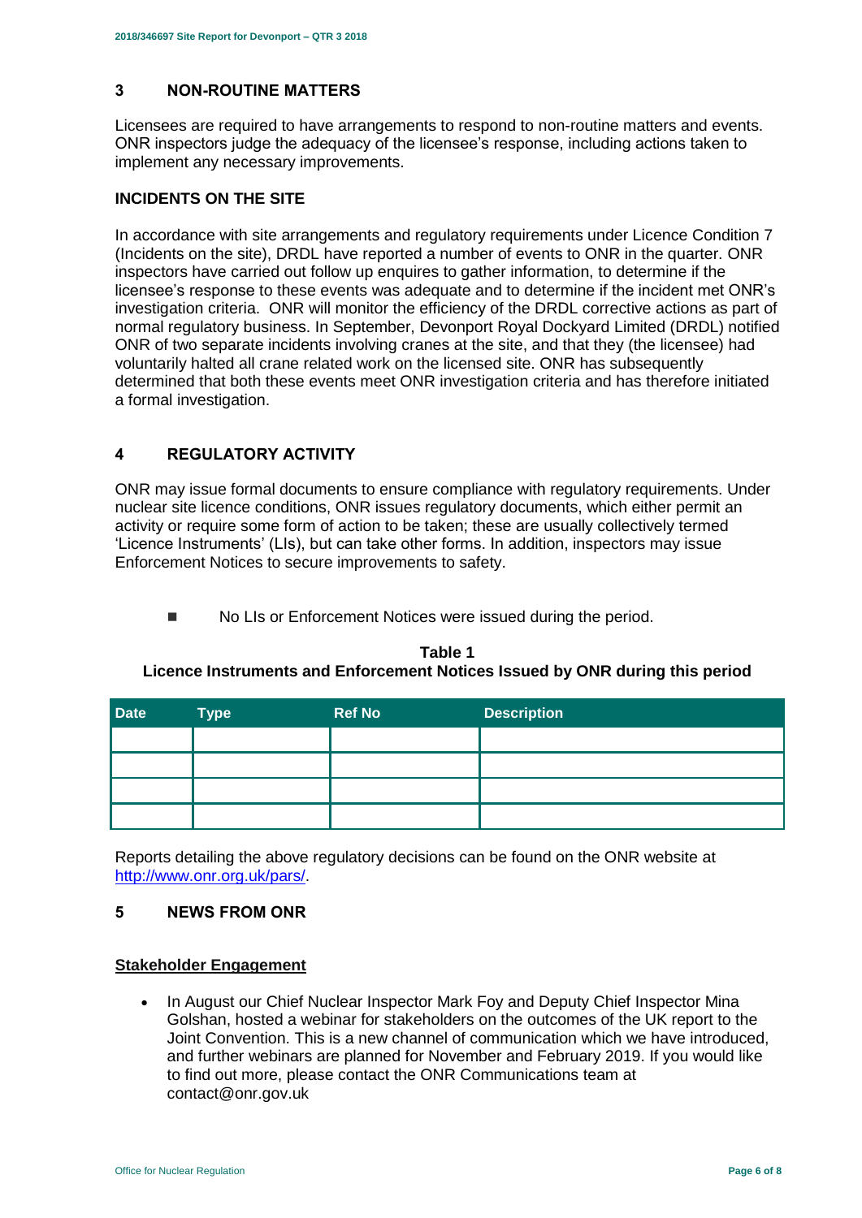## 3 NON-ROUTINE MATTERS

Licensees are required to have arrangements to respond to non-routine matters and events. ONR inspectors judge the adequacy of the licensee's response, including actions taken to implement any necessary improvements.

### INCIDENTS ON THE SITE

In accordance with site arrangements and regulatory requirements under Licence Condition 7 (Incidents on the site), DRDL have reported a number of events to ONR in the quarter. ONR inspectors have carried out follow up enquires to gather information, to determine if the licensee's response to these events was adequate and to determine if the incident met ONR's investigation criteria. ONR will monitor the efficiency of the DRDL corrective actions as part of normal regulatory business. In September, Devonport Royal Dockyard Limited (DRDL) notified ONR of two separate incidents involving cranes at the site, and that they (the licensee) had voluntarily halted all crane related work on the licensed site. ONR has subsequently determined that both these events meet ONR investigation criteria and has therefore initiated a formal investigation.

## 4 REGULATORY ACTIVITY

ONR may issue formal documents to ensure compliance with regulatory requirements. Under nuclear site licence conditions, ONR issues regulatory documents, which either permit an activity or require some form of action to be taken; these are usually collectively termed 'Licence Instruments' (LIs), but can take other forms. In addition, inspectors may issue Enforcement Notices to secure improvements to safety.

- No LIs or Enforcement Notices were issued during the period.

**Table 1**
**Licence Instruments and Enforcement Notices Issued by ONR during this period**

| Date | Type | Ref No | Description |
|---|---|---|---|
| | | | |
| | | | |
| | | | |
| | | | |

Reports detailing the above regulatory decisions can be found on the ONR website at http://www.onr.org.uk/pars/.

## 5 NEWS FROM ONR

**Stakeholder Engagement**

- In August our Chief Nuclear Inspector Mark Foy and Deputy Chief Inspector Mina Golshan, hosted a webinar for stakeholders on the outcomes of the UK report to the Joint Convention. This is a new channel of communication which we have introduced, and further webinars are planned for November and February 2019. If you would like to find out more, please contact the ONR Communications team at contact@onr.gov.uk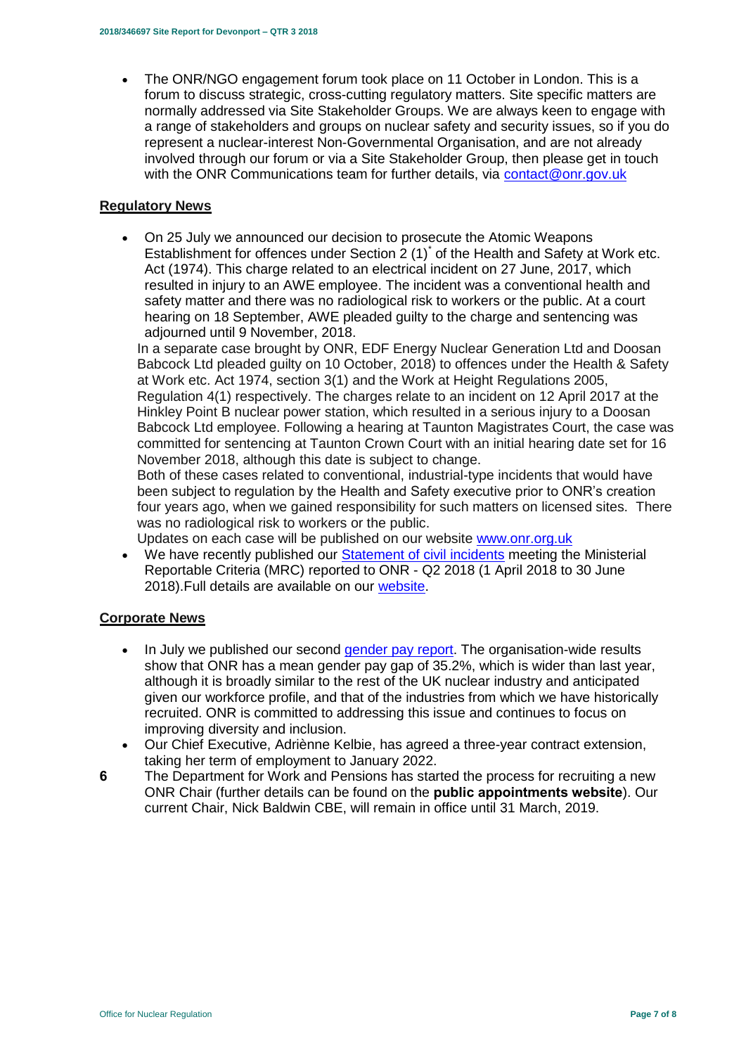- The ONR/NGO engagement forum took place on 11 October in London. This is a forum to discuss strategic, cross-cutting regulatory matters. Site specific matters are normally addressed via Site Stakeholder Groups. We are always keen to engage with a range of stakeholders and groups on nuclear safety and security issues, so if you do represent a nuclear-interest Non-Governmental Organisation, and are not already involved through our forum or via a Site Stakeholder Group, then please get in touch with the ONR Communications team for further details, via contact@onr.gov.uk

**Regulatory News**

- On 25 July we announced our decision to prosecute the Atomic Weapons Establishment for offences under Section 2 (1)* of the Health and Safety at Work etc. Act (1974). This charge related to an electrical incident on 27 June, 2017, which resulted in injury to an AWE employee. The incident was a conventional health and safety matter and there was no radiological risk to workers or the public. At a court hearing on 18 September, AWE pleaded guilty to the charge and sentencing was adjourned until 9 November, 2018.

  In a separate case brought by ONR, EDF Energy Nuclear Generation Ltd and Doosan Babcock Ltd pleaded guilty on 10 October, 2018) to offences under the Health & Safety at Work etc. Act 1974, section 3(1) and the Work at Height Regulations 2005, Regulation 4(1) respectively. The charges relate to an incident on 12 April 2017 at the Hinkley Point B nuclear power station, which resulted in a serious injury to a Doosan Babcock Ltd employee. Following a hearing at Taunton Magistrates Court, the case was committed for sentencing at Taunton Crown Court with an initial hearing date set for 16 November 2018, although this date is subject to change.

  Both of these cases related to conventional, industrial-type incidents that would have been subject to regulation by the Health and Safety executive prior to ONR's creation four years ago, when we gained responsibility for such matters on licensed sites. There was no radiological risk to workers or the public.

  Updates on each case will be published on our website www.onr.org.uk
- We have recently published our Statement of civil incidents meeting the Ministerial Reportable Criteria (MRC) reported to ONR - Q2 2018 (1 April 2018 to 30 June 2018).Full details are available on our website.

**Corporate News**

- In July we published our second gender pay report. The organisation-wide results show that ONR has a mean gender pay gap of 35.2%, which is wider than last year, although it is broadly similar to the rest of the UK nuclear industry and anticipated given our workforce profile, and that of the industries from which we have historically recruited. ONR is committed to addressing this issue and continues to focus on improving diversity and inclusion.
- Our Chief Executive, Adriènne Kelbie, has agreed a three-year contract extension, taking her term of employment to January 2022.

6 The Department for Work and Pensions has started the process for recruiting a new ONR Chair (further details can be found on the **public appointments website**). Our current Chair, Nick Baldwin CBE, will remain in office until 31 March, 2019.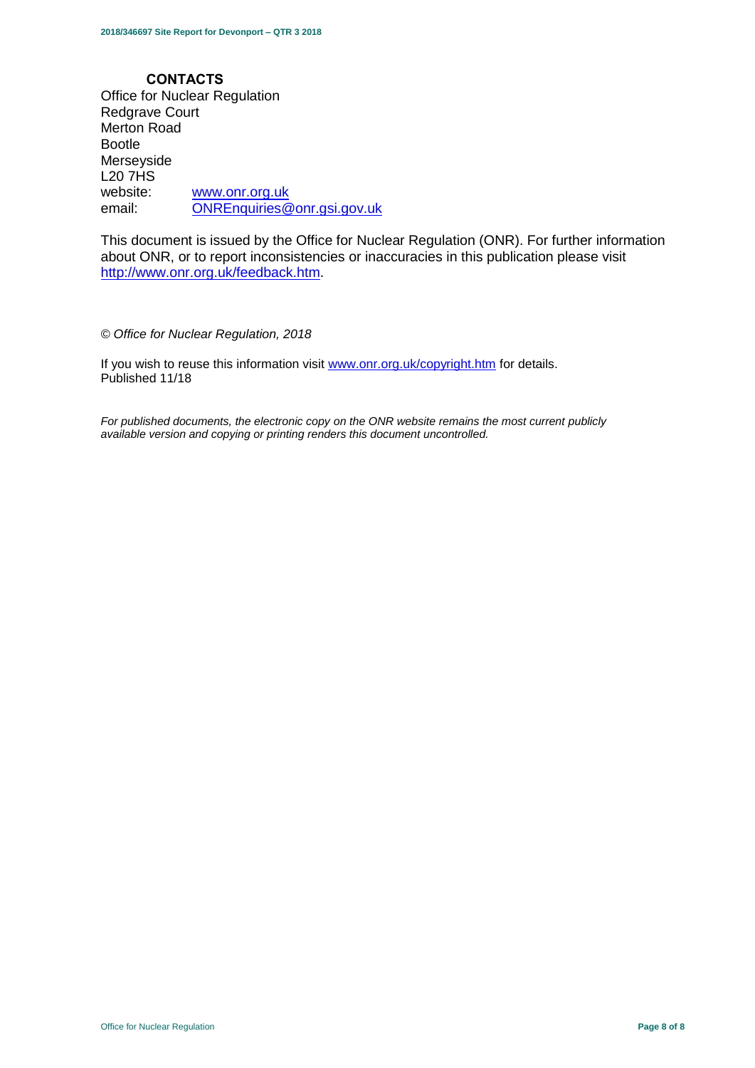### CONTACTS

Office for Nuclear Regulation
Redgrave Court
Merton Road
Bootle
Merseyside
L20 7HS
website: www.onr.org.uk
email: ONREnquiries@onr.gsi.gov.uk

This document is issued by the Office for Nuclear Regulation (ONR). For further information about ONR, or to report inconsistencies or inaccuracies in this publication please visit http://www.onr.org.uk/feedback.htm.

*© Office for Nuclear Regulation, 2018*

If you wish to reuse this information visit www.onr.org.uk/copyright.htm for details.
Published 11/18

*For published documents, the electronic copy on the ONR website remains the most current publicly available version and copying or printing renders this document uncontrolled.*